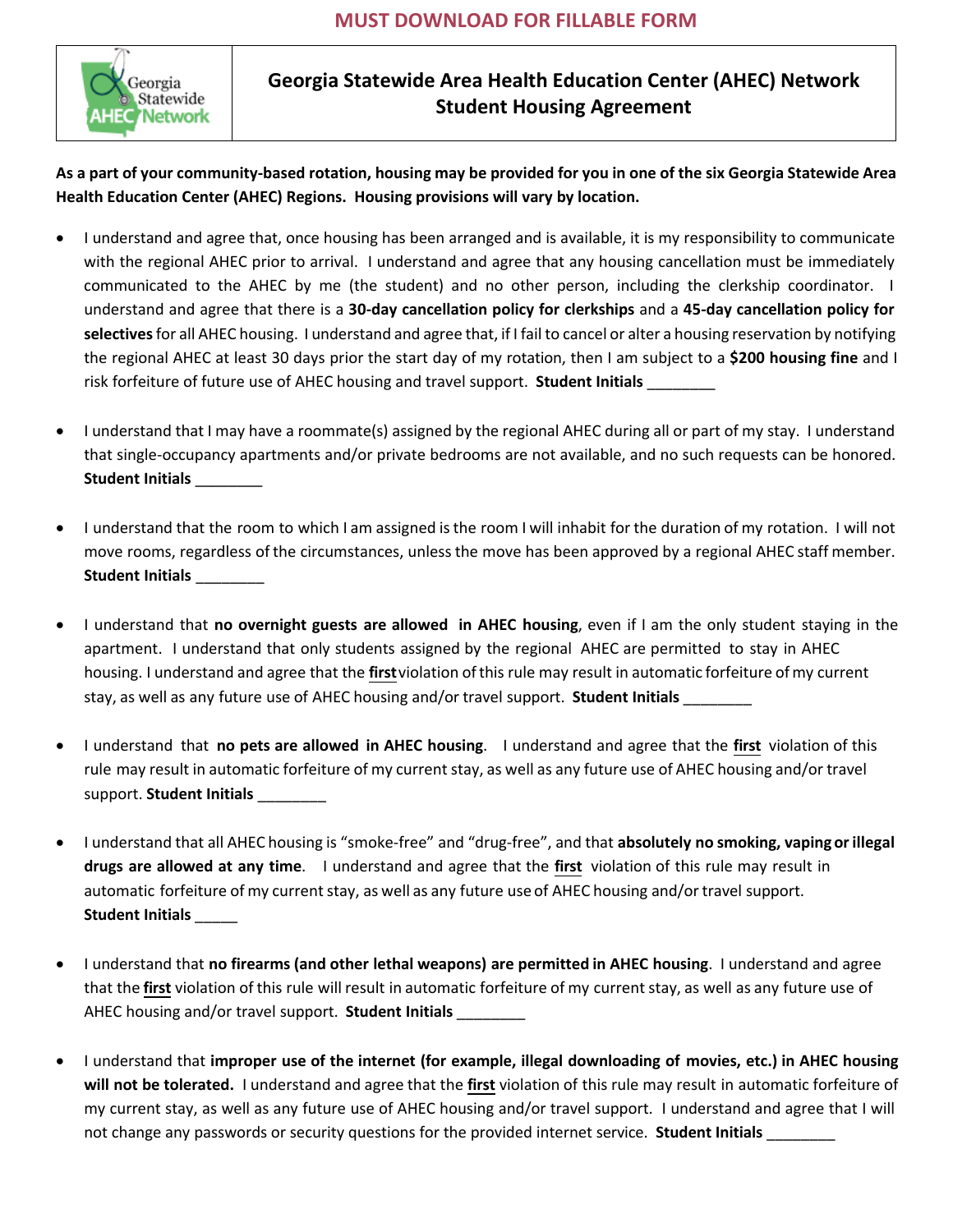**MUST DOWNLOAD FOR FILLABLE FORM**

# Georgia Statewide Area Health Education Center (AHEC) Network Student Housing Agreement

**As a part of your community-based rotation, housing may be provided for you in one of the six Georgia Statewide Area Health Education Center (AHEC) Regions. Housing provisions will vary by location.**

- I understand and agree that, once housing has been arranged and is available, it is my responsibility to communicate with the regional AHEC prior to arrival. I understand and agree that any housing cancellation must be immediately communicated to the AHEC by me (the student) and no other person, including the clerkship coordinator. I understand and agree that there is a **30-day cancellation policy for clerkships** and a **45-day cancellation policy for selectives** for all AHEC housing. I understand and agree that, if I fail to cancel or alter a housing reservation by notifying the regional AHEC at least 30 days prior the start day of my rotation, then I am subject to a **$200 housing fine** and I risk forfeiture of future use of AHEC housing and travel support. **Student Initials** ________

- I understand that I may have a roommate(s) assigned by the regional AHEC during all or part of my stay. I understand that single-occupancy apartments and/or private bedrooms are not available, and no such requests can be honored. **Student Initials** ________

- I understand that the room to which I am assigned is the room I will inhabit for the duration of my rotation. I will not move rooms, regardless of the circumstances, unless the move has been approved by a regional AHEC staff member. **Student Initials** ________

- I understand that **no overnight guests are allowed in AHEC housing**, even if I am the only student staying in the apartment. I understand that only students assigned by the regional AHEC are permitted to stay in AHEC housing. I understand and agree that the **first** violation of this rule may result in automatic forfeiture of my current stay, as well as any future use of AHEC housing and/or travel support. **Student Initials** ________

- I understand that **no pets are allowed in AHEC housing**. I understand and agree that the **first** violation of this rule may result in automatic forfeiture of my current stay, as well as any future use of AHEC housing and/or travel support. **Student Initials** ________

- I understand that all AHEC housing is "smoke-free" and "drug-free", and that **absolutely no smoking, vaping or illegal drugs are allowed at any time**. I understand and agree that the **first** violation of this rule may result in automatic forfeiture of my current stay, as well as any future use of AHEC housing and/or travel support. **Student Initials** _____

- I understand that **no firearms (and other lethal weapons) are permitted in AHEC housing**. I understand and agree that the **first** violation of this rule will result in automatic forfeiture of my current stay, as well as any future use of AHEC housing and/or travel support. **Student Initials** ________

- I understand that **improper use of the internet (for example, illegal downloading of movies, etc.) in AHEC housing will not be tolerated.** I understand and agree that the **first** violation of this rule may result in automatic forfeiture of my current stay, as well as any future use of AHEC housing and/or travel support. I understand and agree that I will not change any passwords or security questions for the provided internet service. **Student Initials** ________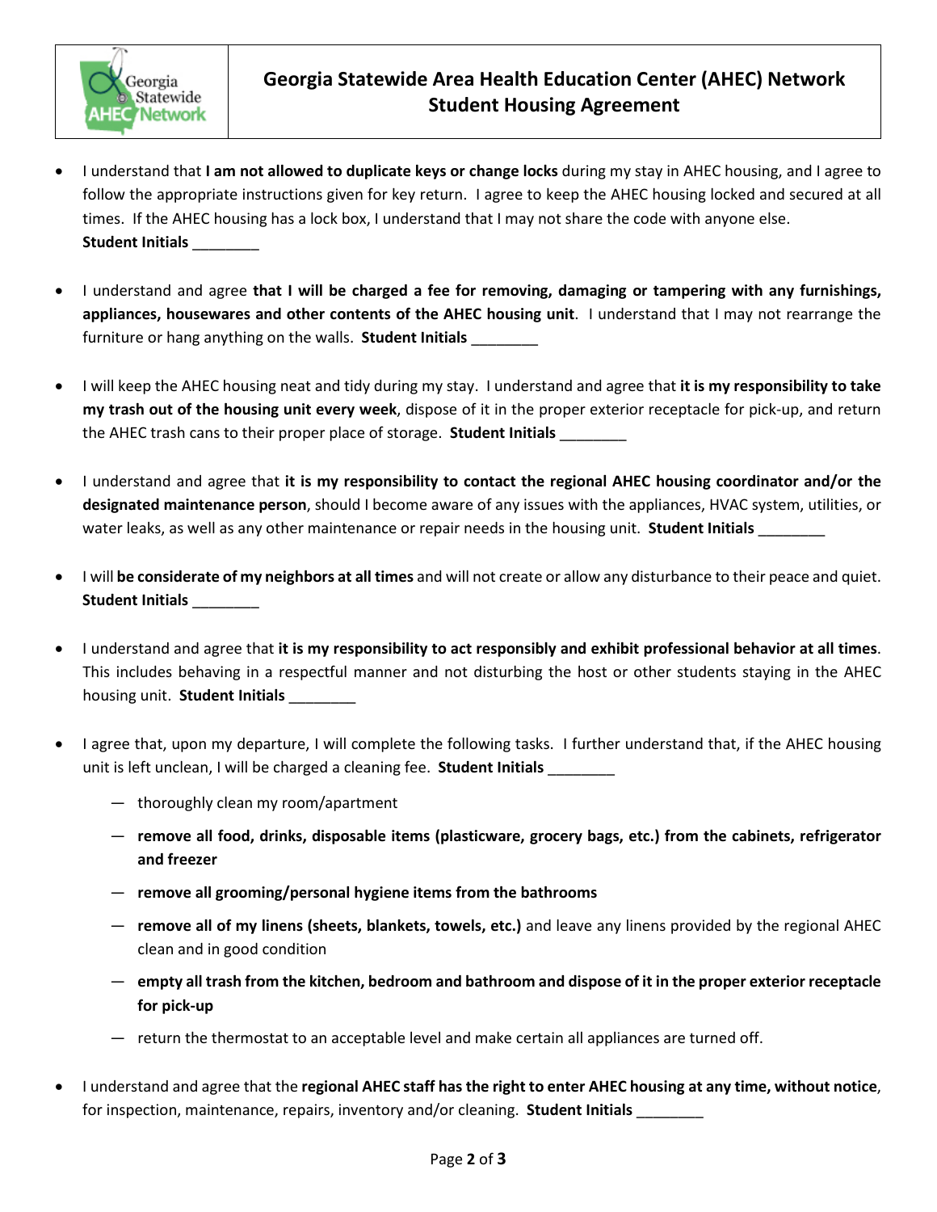# Georgia Statewide Area Health Education Center (AHEC) Network Student Housing Agreement

- I understand that **I am not allowed to duplicate keys or change locks** during my stay in AHEC housing, and I agree to follow the appropriate instructions given for key return. I agree to keep the AHEC housing locked and secured at all times. If the AHEC housing has a lock box, I understand that I may not share the code with anyone else. **Student Initials** ________

- I understand and agree **that I will be charged a fee for removing, damaging or tampering with any furnishings, appliances, housewares and other contents of the AHEC housing unit**. I understand that I may not rearrange the furniture or hang anything on the walls. **Student Initials** ________

- I will keep the AHEC housing neat and tidy during my stay. I understand and agree that **it is my responsibility to take my trash out of the housing unit every week**, dispose of it in the proper exterior receptacle for pick-up, and return the AHEC trash cans to their proper place of storage. **Student Initials** ________

- I understand and agree that **it is my responsibility to contact the regional AHEC housing coordinator and/or the designated maintenance person**, should I become aware of any issues with the appliances, HVAC system, utilities, or water leaks, as well as any other maintenance or repair needs in the housing unit. **Student Initials** ________

- I will **be considerate of my neighbors at all times** and will not create or allow any disturbance to their peace and quiet. **Student Initials** ________

- I understand and agree that **it is my responsibility to act responsibly and exhibit professional behavior at all times**. This includes behaving in a respectful manner and not disturbing the host or other students staying in the AHEC housing unit. **Student Initials** ________

- I agree that, upon my departure, I will complete the following tasks. I further understand that, if the AHEC housing unit is left unclean, I will be charged a cleaning fee. **Student Initials** ________
  - thoroughly clean my room/apartment
  - **remove all food, drinks, disposable items (plasticware, grocery bags, etc.) from the cabinets, refrigerator and freezer**
  - **remove all grooming/personal hygiene items from the bathrooms**
  - **remove all of my linens (sheets, blankets, towels, etc.)** and leave any linens provided by the regional AHEC clean and in good condition
  - **empty all trash from the kitchen, bedroom and bathroom and dispose of it in the proper exterior receptacle for pick-up**
  - return the thermostat to an acceptable level and make certain all appliances are turned off.

- I understand and agree that the **regional AHEC staff has the right to enter AHEC housing at any time, without notice**, for inspection, maintenance, repairs, inventory and/or cleaning. **Student Initials** ________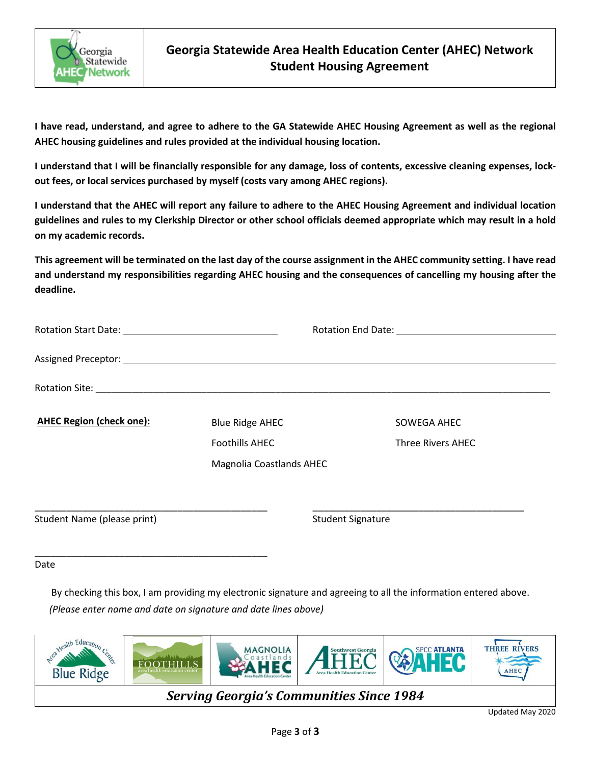# Georgia Statewide Area Health Education Center (AHEC) Network
## Student Housing Agreement

**I have read, understand, and agree to adhere to the GA Statewide AHEC Housing Agreement as well as the regional AHEC housing guidelines and rules provided at the individual housing location.**

**I understand that I will be financially responsible for any damage, loss of contents, excessive cleaning expenses, lock-out fees, or local services purchased by myself (costs vary among AHEC regions).**

**I understand that the AHEC will report any failure to adhere to the AHEC Housing Agreement and individual location guidelines and rules to my Clerkship Director or other school officials deemed appropriate which may result in a hold on my academic records.**

**This agreement will be terminated on the last day of the course assignment in the AHEC community setting. I have read and understand my responsibilities regarding AHEC housing and the consequences of cancelling my housing after the deadline.**

Rotation Start Date: ____________________ Rotation End Date: ____________________

Assigned Preceptor: ________________________________________

Rotation Site: ________________________________________

**AHEC Region (check one):**

- Blue Ridge AHEC
- Foothills AHEC
- Magnolia Coastlands AHEC
- SOWEGA AHEC
- Three Rivers AHEC

______________________________ ______________________________

Student Name (please print) Student Signature

______________________________

Date

By checking this box, I am providing my electronic signature and agreeing to all the information entered above.
*(Please enter name and date on signature and date lines above)*

***Serving Georgia's Communities Since 1984***

Updated May 2020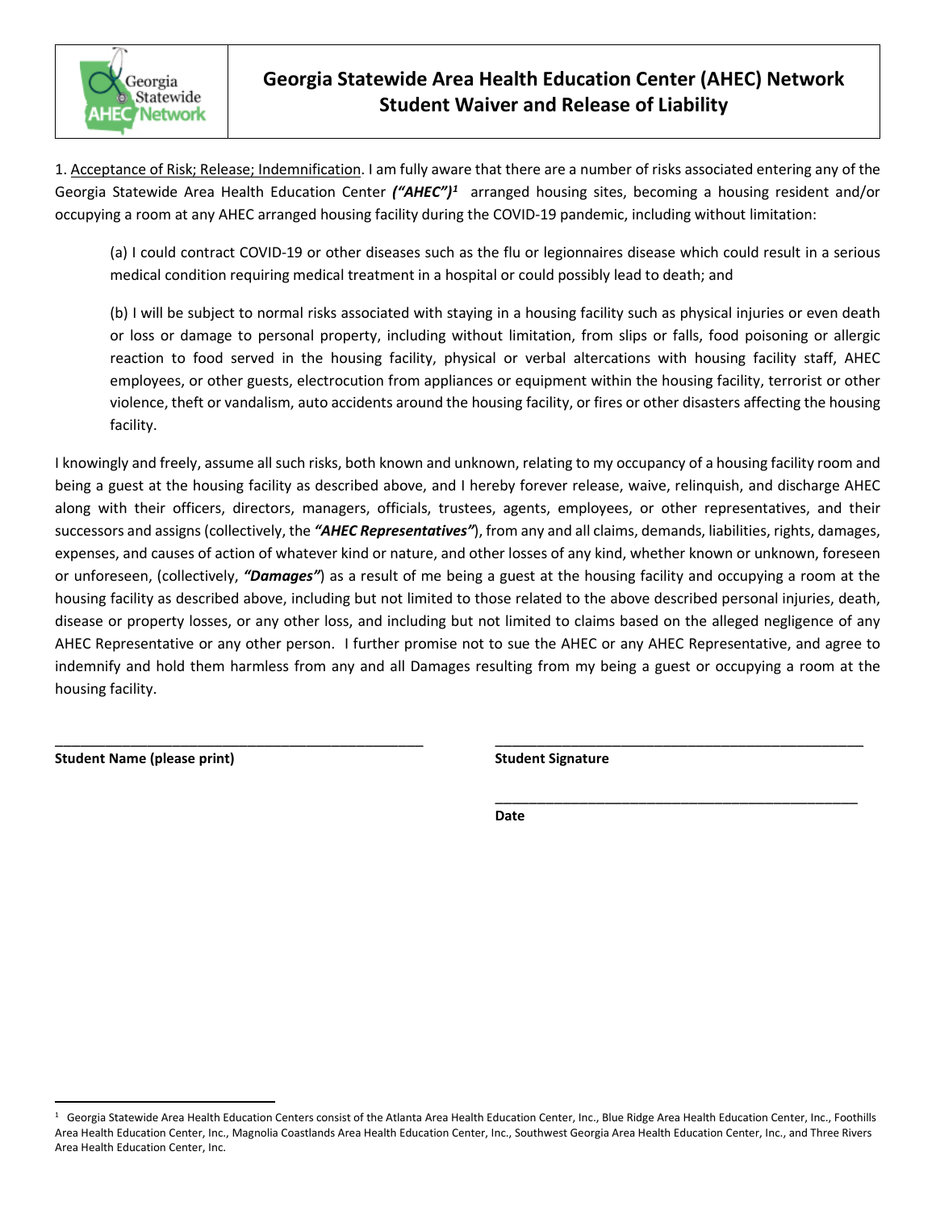# Georgia Statewide Area Health Education Center (AHEC) Network Student Waiver and Release of Liability

1. Acceptance of Risk; Release; Indemnification. I am fully aware that there are a number of risks associated entering any of the Georgia Statewide Area Health Education Center ***("AHEC")***[1] arranged housing sites, becoming a housing resident and/or occupying a room at any AHEC arranged housing facility during the COVID-19 pandemic, including without limitation:

(a) I could contract COVID-19 or other diseases such as the flu or legionnaires disease which could result in a serious medical condition requiring medical treatment in a hospital or could possibly lead to death; and

(b) I will be subject to normal risks associated with staying in a housing facility such as physical injuries or even death or loss or damage to personal property, including without limitation, from slips or falls, food poisoning or allergic reaction to food served in the housing facility, physical or verbal altercations with housing facility staff, AHEC employees, or other guests, electrocution from appliances or equipment within the housing facility, terrorist or other violence, theft or vandalism, auto accidents around the housing facility, or fires or other disasters affecting the housing facility.

I knowingly and freely, assume all such risks, both known and unknown, relating to my occupancy of a housing facility room and being a guest at the housing facility as described above, and I hereby forever release, waive, relinquish, and discharge AHEC along with their officers, directors, managers, officials, trustees, agents, employees, or other representatives, and their successors and assigns (collectively, the ***"AHEC Representatives"***), from any and all claims, demands, liabilities, rights, damages, expenses, and causes of action of whatever kind or nature, and other losses of any kind, whether known or unknown, foreseen or unforeseen, (collectively, ***"Damages"***) as a result of me being a guest at the housing facility and occupying a room at the housing facility as described above, including but not limited to those related to the above described personal injuries, death, disease or property losses, or any other loss, and including but not limited to claims based on the alleged negligence of any AHEC Representative or any other person. I further promise not to sue the AHEC or any AHEC Representative, and agree to indemnify and hold them harmless from any and all Damages resulting from my being a guest or occupying a room at the housing facility.

_______________________________________________
**Student Name (please print)**

_______________________________________________
**Student Signature**

_______________________________________________
**Date**

---

[1] Georgia Statewide Area Health Education Centers consist of the Atlanta Area Health Education Center, Inc., Blue Ridge Area Health Education Center, Inc., Foothills Area Health Education Center, Inc., Magnolia Coastlands Area Health Education Center, Inc., Southwest Georgia Area Health Education Center, Inc., and Three Rivers Area Health Education Center, Inc.